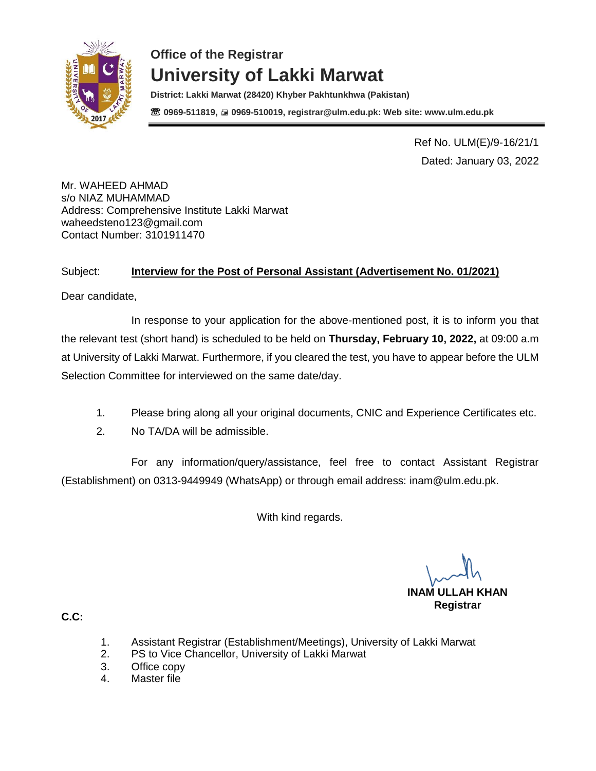## Office of the Registrar

# University of Lakki Marwat

**District: Lakki Marwat (28420) Khyber Pakhtunkhwa (Pakistan)**

**☏ 0969-511819, 🖷 0969-510019, registrar@ulm.edu.pk: Web site: www.ulm.edu.pk**

Ref No. ULM(E)/9-16/21/1

Dated: January 03, 2022

Mr. WAHEED AHMAD
s/o NIAZ MUHAMMAD
Address: Comprehensive Institute Lakki Marwat
waheedsteno123@gmail.com
Contact Number: 3101911470

Subject: **Interview for the Post of Personal Assistant (Advertisement No. 01/2021)**

Dear candidate,

In response to your application for the above-mentioned post, it is to inform you that the relevant test (short hand) is scheduled to be held on **Thursday, February 10, 2022,** at 09:00 a.m at University of Lakki Marwat. Furthermore, if you cleared the test, you have to appear before the ULM Selection Committee for interviewed on the same date/day.

1. Please bring along all your original documents, CNIC and Experience Certificates etc.
2. No TA/DA will be admissible.

For any information/query/assistance, feel free to contact Assistant Registrar (Establishment) on 0313-9449949 (WhatsApp) or through email address: inam@ulm.edu.pk.

With kind regards.

**INAM ULLAH KHAN**
**Registrar**

**C.C:**

1. Assistant Registrar (Establishment/Meetings), University of Lakki Marwat
2. PS to Vice Chancellor, University of Lakki Marwat
3. Office copy
4. Master file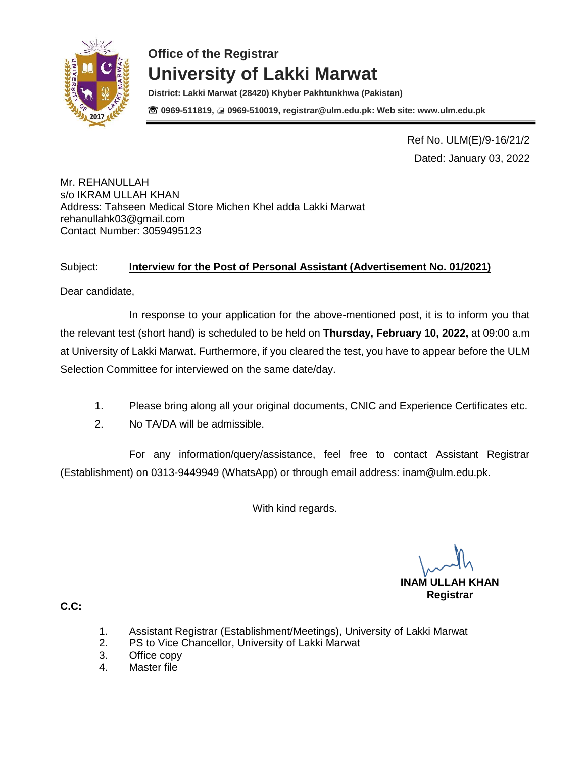Office of the Registrar

# University of Lakki Marwat

**District: Lakki Marwat (28420) Khyber Pakhtunkhwa (Pakistan)**

**☎ 0969-511819, 🖷 0969-510019, registrar@ulm.edu.pk: Web site: www.ulm.edu.pk**

Ref No. ULM(E)/9-16/21/2

Dated: January 03, 2022

Mr. REHANULLAH
s/o IKRAM ULLAH KHAN
Address: Tahseen Medical Store Michen Khel adda Lakki Marwat
rehanullahk03@gmail.com
Contact Number: 3059495123

Subject: **Interview for the Post of Personal Assistant (Advertisement No. 01/2021)**

Dear candidate,

In response to your application for the above-mentioned post, it is to inform you that the relevant test (short hand) is scheduled to be held on **Thursday, February 10, 2022,** at 09:00 a.m at University of Lakki Marwat. Furthermore, if you cleared the test, you have to appear before the ULM Selection Committee for interviewed on the same date/day.

1. Please bring along all your original documents, CNIC and Experience Certificates etc.
2. No TA/DA will be admissible.

For any information/query/assistance, feel free to contact Assistant Registrar (Establishment) on 0313-9449949 (WhatsApp) or through email address: inam@ulm.edu.pk.

With kind regards.

**INAM ULLAH KHAN**
**Registrar**

**C.C:**

1. Assistant Registrar (Establishment/Meetings), University of Lakki Marwat
2. PS to Vice Chancellor, University of Lakki Marwat
3. Office copy
4. Master file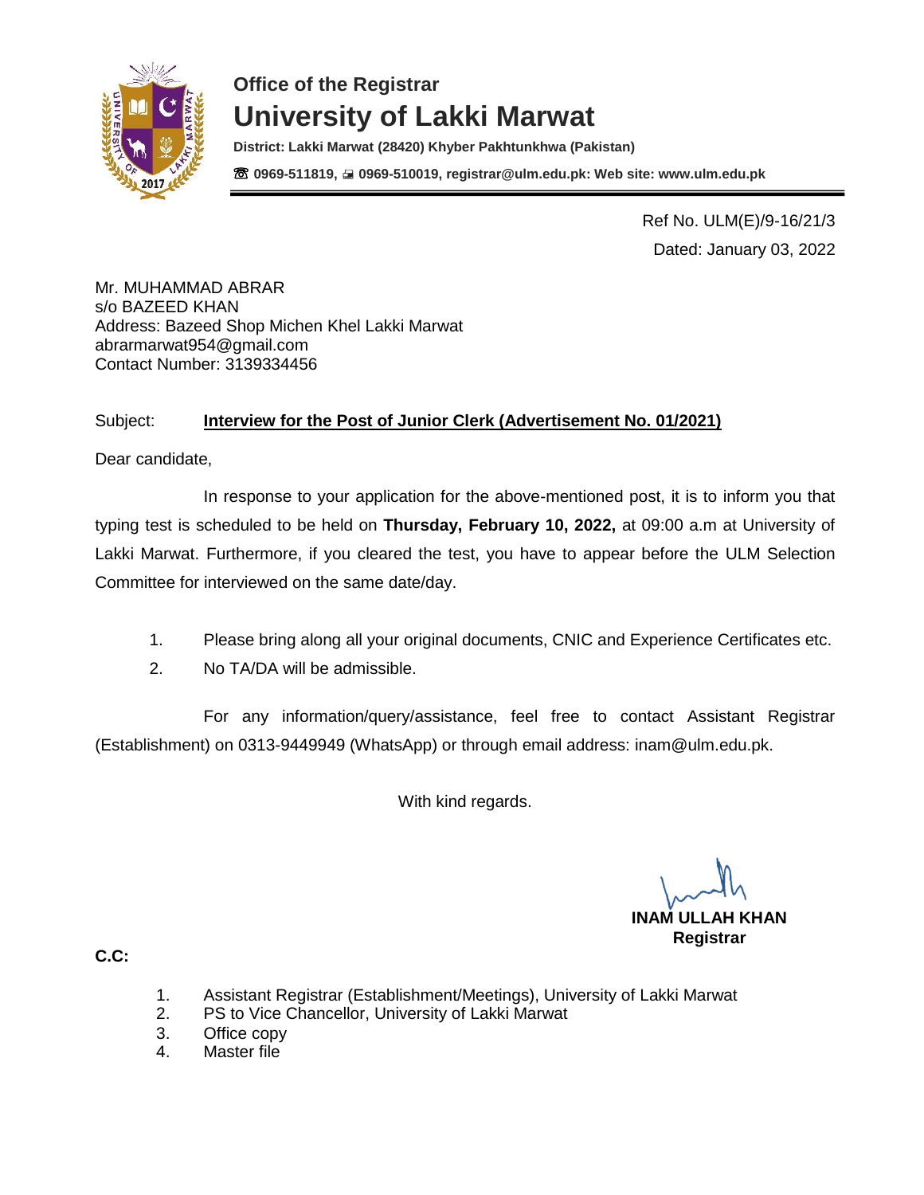## Office of the Registrar

# University of Lakki Marwat

**District: Lakki Marwat (28420) Khyber Pakhtunkhwa (Pakistan)**

**☏ 0969-511819, 🖷 0969-510019, registrar@ulm.edu.pk: Web site: www.ulm.edu.pk**

Ref No. ULM(E)/9-16/21/3

Dated: January 03, 2022

Mr. MUHAMMAD ABRAR
s/o BAZEED KHAN
Address: Bazeed Shop Michen Khel Lakki Marwat
abrarmarwat954@gmail.com
Contact Number: 3139334456

Subject: **Interview for the Post of Junior Clerk (Advertisement No. 01/2021)**

Dear candidate,

In response to your application for the above-mentioned post, it is to inform you that typing test is scheduled to be held on **Thursday, February 10, 2022,** at 09:00 a.m at University of Lakki Marwat. Furthermore, if you cleared the test, you have to appear before the ULM Selection Committee for interviewed on the same date/day.

1. Please bring along all your original documents, CNIC and Experience Certificates etc.
2. No TA/DA will be admissible.

For any information/query/assistance, feel free to contact Assistant Registrar (Establishment) on 0313-9449949 (WhatsApp) or through email address: inam@ulm.edu.pk.

With kind regards.

**INAM ULLAH KHAN**
**Registrar**

**C.C:**

1. Assistant Registrar (Establishment/Meetings), University of Lakki Marwat
2. PS to Vice Chancellor, University of Lakki Marwat
3. Office copy
4. Master file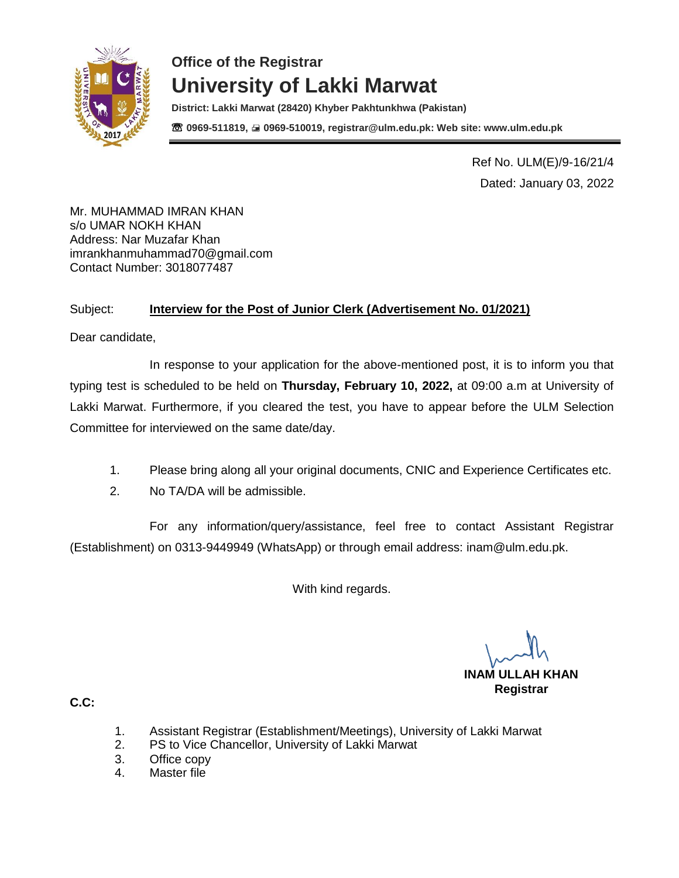**Office of the Registrar**

# University of Lakki Marwat

**District: Lakki Marwat (28420) Khyber Pakhtunkhwa (Pakistan)**

**☎ 0969-511819, 🖷 0969-510019, registrar@ulm.edu.pk: Web site: www.ulm.edu.pk**

---

Ref No. ULM(E)/9-16/21/4

Dated: January 03, 2022

Mr. MUHAMMAD IMRAN KHAN
s/o UMAR NOKH KHAN
Address: Nar Muzafar Khan
imrankhanmuhammad70@gmail.com
Contact Number: 3018077487

Subject: **Interview for the Post of Junior Clerk (Advertisement No. 01/2021)**

Dear candidate,

In response to your application for the above-mentioned post, it is to inform you that typing test is scheduled to be held on **Thursday, February 10, 2022,** at 09:00 a.m at University of Lakki Marwat. Furthermore, if you cleared the test, you have to appear before the ULM Selection Committee for interviewed on the same date/day.

1. Please bring along all your original documents, CNIC and Experience Certificates etc.
2. No TA/DA will be admissible.

For any information/query/assistance, feel free to contact Assistant Registrar (Establishment) on 0313-9449949 (WhatsApp) or through email address: inam@ulm.edu.pk.

With kind regards.

**INAM ULLAH KHAN**
**Registrar**

**C.C:**

1. Assistant Registrar (Establishment/Meetings), University of Lakki Marwat
2. PS to Vice Chancellor, University of Lakki Marwat
3. Office copy
4. Master file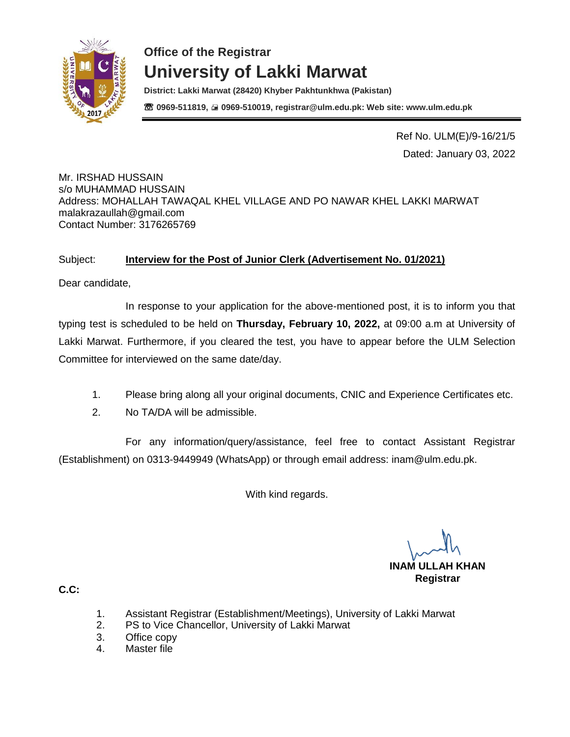## Office of the Registrar

# University of Lakki Marwat

**District: Lakki Marwat (28420) Khyber Pakhtunkhwa (Pakistan)**

**☏ 0969-511819, 🖷 0969-510019, registrar@ulm.edu.pk: Web site: www.ulm.edu.pk**

Ref No. ULM(E)/9-16/21/5

Dated: January 03, 2022

Mr. IRSHAD HUSSAIN
s/o MUHAMMAD HUSSAIN
Address: MOHALLAH TAWAQAL KHEL VILLAGE AND PO NAWAR KHEL LAKKI MARWAT
malakrazaullah@gmail.com
Contact Number: 3176265769

Subject: **Interview for the Post of Junior Clerk (Advertisement No. 01/2021)**

Dear candidate,

In response to your application for the above-mentioned post, it is to inform you that typing test is scheduled to be held on **Thursday, February 10, 2022,** at 09:00 a.m at University of Lakki Marwat. Furthermore, if you cleared the test, you have to appear before the ULM Selection Committee for interviewed on the same date/day.

1. Please bring along all your original documents, CNIC and Experience Certificates etc.
2. No TA/DA will be admissible.

For any information/query/assistance, feel free to contact Assistant Registrar (Establishment) on 0313-9449949 (WhatsApp) or through email address: inam@ulm.edu.pk.

With kind regards.

**INAM ULLAH KHAN**
**Registrar**

**C.C:**

1. Assistant Registrar (Establishment/Meetings), University of Lakki Marwat
2. PS to Vice Chancellor, University of Lakki Marwat
3. Office copy
4. Master file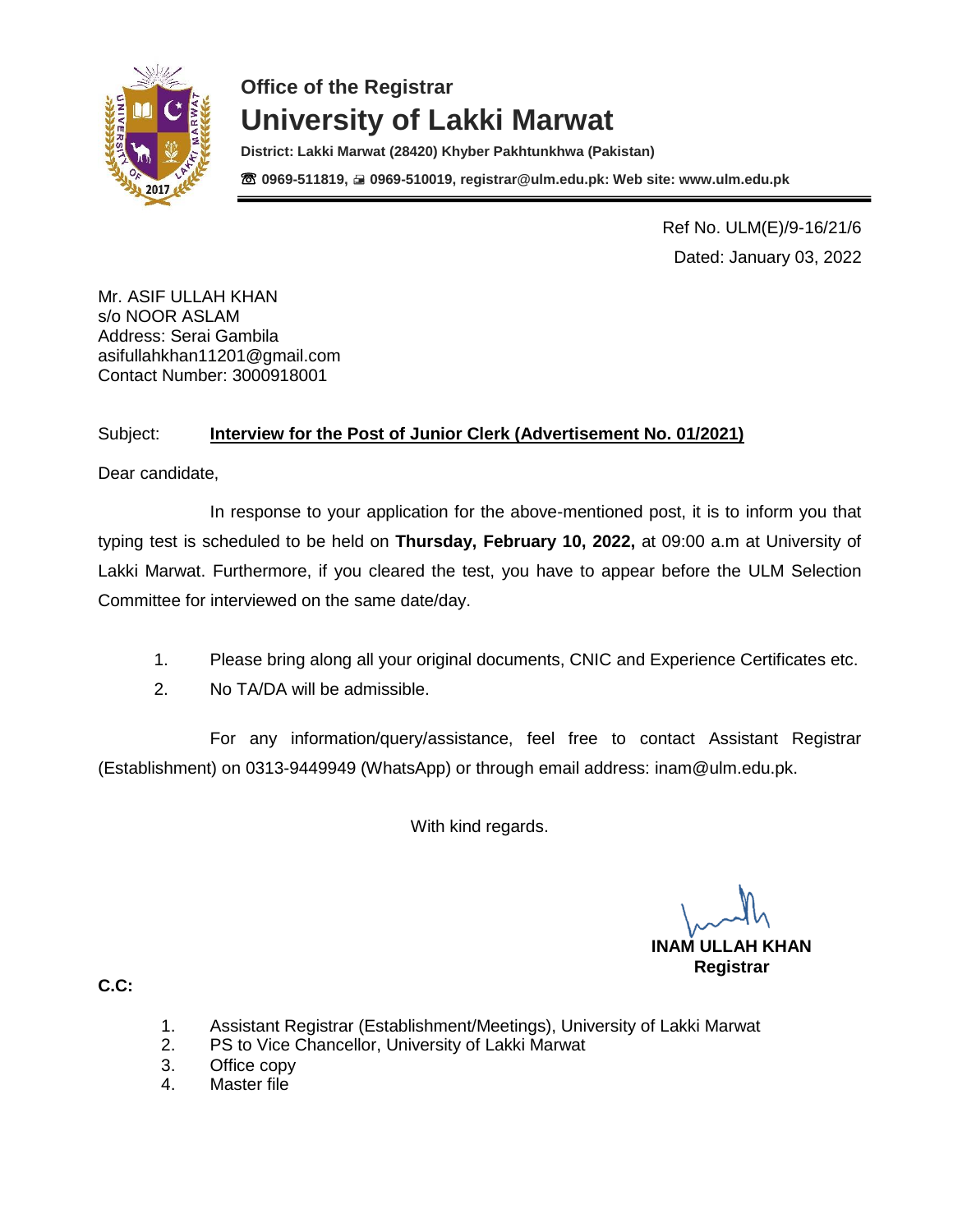**Office of the Registrar**

# University of Lakki Marwat

**District: Lakki Marwat (28420) Khyber Pakhtunkhwa (Pakistan)**

**☎ 0969-511819, 🖷 0969-510019, registrar@ulm.edu.pk: Web site: www.ulm.edu.pk**

Ref No. ULM(E)/9-16/21/6

Dated: January 03, 2022

Mr. ASIF ULLAH KHAN
s/o NOOR ASLAM
Address: Serai Gambila
asifullahkhan11201@gmail.com
Contact Number: 3000918001

Subject: **Interview for the Post of Junior Clerk (Advertisement No. 01/2021)**

Dear candidate,

In response to your application for the above-mentioned post, it is to inform you that typing test is scheduled to be held on **Thursday, February 10, 2022,** at 09:00 a.m at University of Lakki Marwat. Furthermore, if you cleared the test, you have to appear before the ULM Selection Committee for interviewed on the same date/day.

1. Please bring along all your original documents, CNIC and Experience Certificates etc.
2. No TA/DA will be admissible.

For any information/query/assistance, feel free to contact Assistant Registrar (Establishment) on 0313-9449949 (WhatsApp) or through email address: inam@ulm.edu.pk.

With kind regards.

**INAM ULLAH KHAN**
**Registrar**

**C.C:**

1. Assistant Registrar (Establishment/Meetings), University of Lakki Marwat
2. PS to Vice Chancellor, University of Lakki Marwat
3. Office copy
4. Master file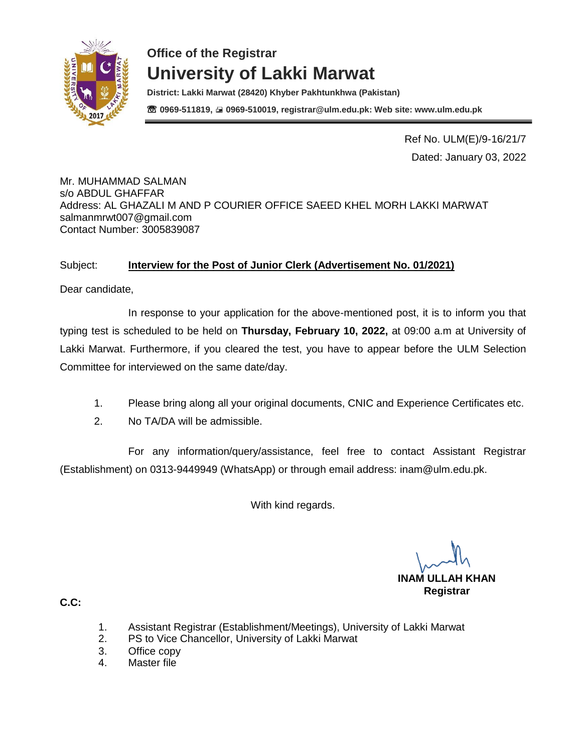## Office of the Registrar

# University of Lakki Marwat

**District: Lakki Marwat (28420) Khyber Pakhtunkhwa (Pakistan)**

**☏ 0969-511819, 🖷 0969-510019, registrar@ulm.edu.pk: Web site: www.ulm.edu.pk**

Ref No. ULM(E)/9-16/21/7

Dated: January 03, 2022

Mr. MUHAMMAD SALMAN
s/o ABDUL GHAFFAR
Address: AL GHAZALI M AND P COURIER OFFICE SAEED KHEL MORH LAKKI MARWAT
salmanmrwt007@gmail.com
Contact Number: 3005839087

Subject: **Interview for the Post of Junior Clerk (Advertisement No. 01/2021)**

Dear candidate,

In response to your application for the above-mentioned post, it is to inform you that typing test is scheduled to be held on **Thursday, February 10, 2022,** at 09:00 a.m at University of Lakki Marwat. Furthermore, if you cleared the test, you have to appear before the ULM Selection Committee for interviewed on the same date/day.

1. Please bring along all your original documents, CNIC and Experience Certificates etc.
2. No TA/DA will be admissible.

For any information/query/assistance, feel free to contact Assistant Registrar (Establishment) on 0313-9449949 (WhatsApp) or through email address: inam@ulm.edu.pk.

With kind regards.

**INAM ULLAH KHAN**
**Registrar**

**C.C:**

1. Assistant Registrar (Establishment/Meetings), University of Lakki Marwat
2. PS to Vice Chancellor, University of Lakki Marwat
3. Office copy
4. Master file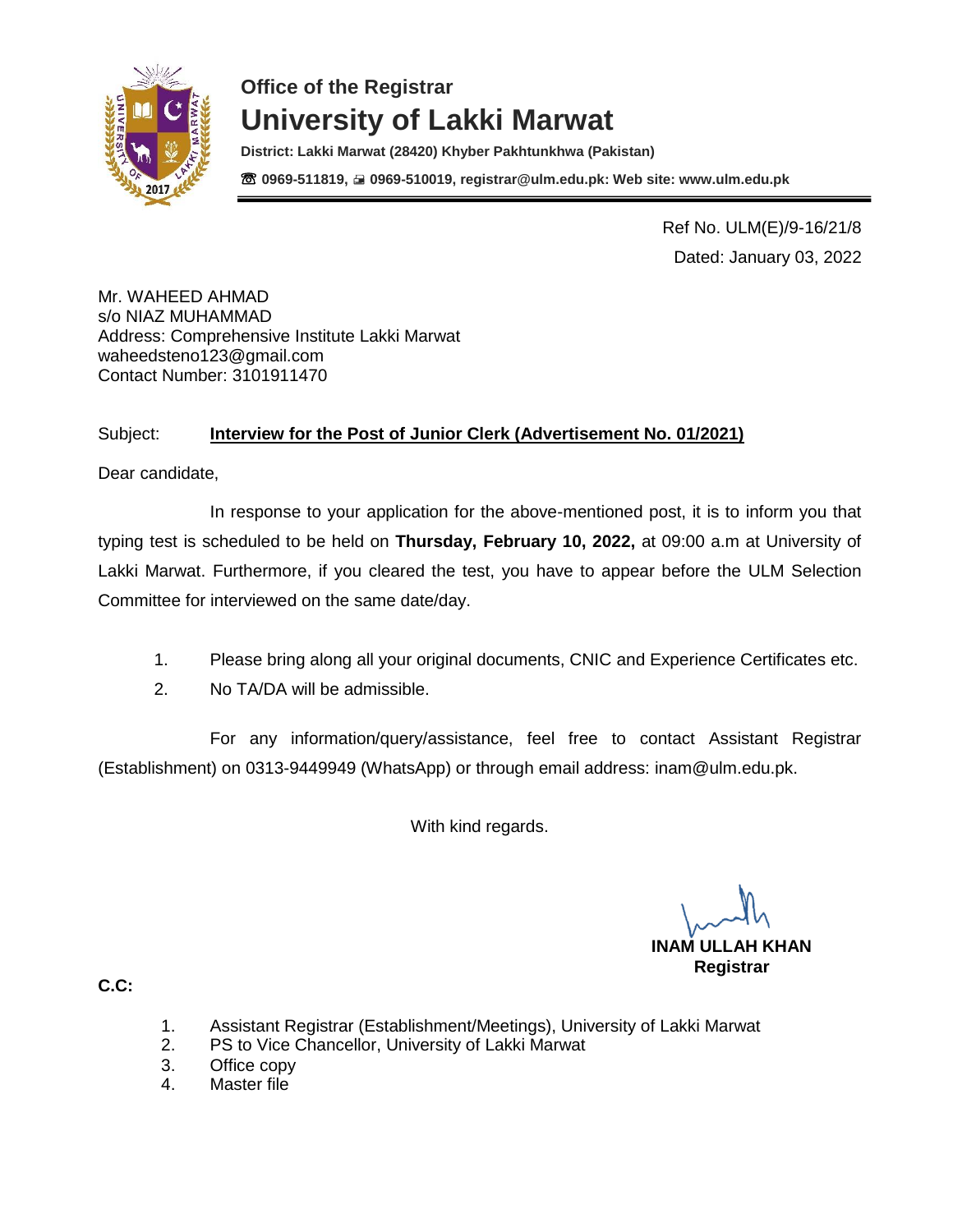**Office of the Registrar**

# University of Lakki Marwat

**District: Lakki Marwat (28420) Khyber Pakhtunkhwa (Pakistan)**

**☎ 0969-511819, 🖷 0969-510019, registrar@ulm.edu.pk: Web site: www.ulm.edu.pk**

---

Ref No. ULM(E)/9-16/21/8

Dated: January 03, 2022

Mr. WAHEED AHMAD
s/o NIAZ MUHAMMAD
Address: Comprehensive Institute Lakki Marwat
waheedsteno123@gmail.com
Contact Number: 3101911470

Subject: **Interview for the Post of Junior Clerk (Advertisement No. 01/2021)**

Dear candidate,

In response to your application for the above-mentioned post, it is to inform you that typing test is scheduled to be held on **Thursday, February 10, 2022,** at 09:00 a.m at University of Lakki Marwat. Furthermore, if you cleared the test, you have to appear before the ULM Selection Committee for interviewed on the same date/day.

1. Please bring along all your original documents, CNIC and Experience Certificates etc.
2. No TA/DA will be admissible.

For any information/query/assistance, feel free to contact Assistant Registrar (Establishment) on 0313-9449949 (WhatsApp) or through email address: inam@ulm.edu.pk.

With kind regards.

**INAM ULLAH KHAN**
**Registrar**

**C.C:**

1. Assistant Registrar (Establishment/Meetings), University of Lakki Marwat
2. PS to Vice Chancellor, University of Lakki Marwat
3. Office copy
4. Master file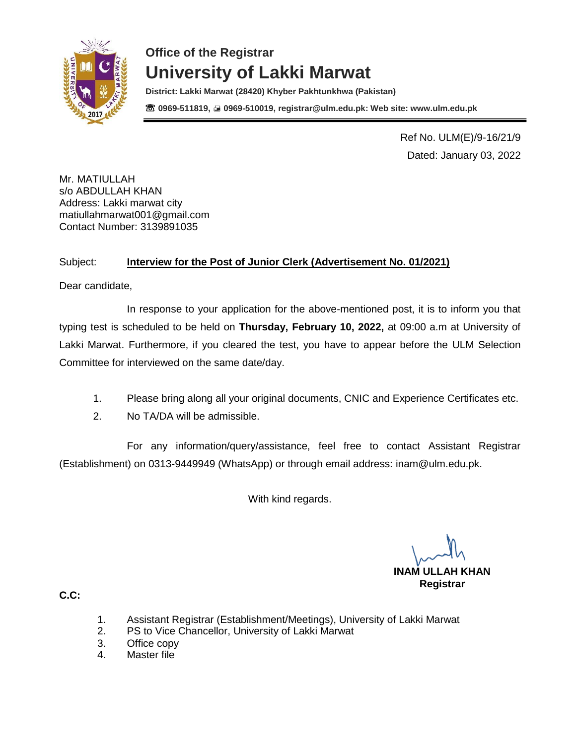### Office of the Registrar

# University of Lakki Marwat

**District: Lakki Marwat (28420) Khyber Pakhtunkhwa (Pakistan)**

**☏ 0969-511819, 🖷 0969-510019, registrar@ulm.edu.pk: Web site: www.ulm.edu.pk**

---

Ref No. ULM(E)/9-16/21/9

Dated: January 03, 2022

Mr. MATIULLAH
s/o ABDULLAH KHAN
Address: Lakki marwat city
matiullahmarwat001@gmail.com
Contact Number: 3139891035

Subject: **Interview for the Post of Junior Clerk (Advertisement No. 01/2021)**

Dear candidate,

In response to your application for the above-mentioned post, it is to inform you that typing test is scheduled to be held on **Thursday, February 10, 2022,** at 09:00 a.m at University of Lakki Marwat. Furthermore, if you cleared the test, you have to appear before the ULM Selection Committee for interviewed on the same date/day.

1. Please bring along all your original documents, CNIC and Experience Certificates etc.
2. No TA/DA will be admissible.

For any information/query/assistance, feel free to contact Assistant Registrar (Establishment) on 0313-9449949 (WhatsApp) or through email address: inam@ulm.edu.pk.

With kind regards.

**INAM ULLAH KHAN**
**Registrar**

**C.C:**

1. Assistant Registrar (Establishment/Meetings), University of Lakki Marwat
2. PS to Vice Chancellor, University of Lakki Marwat
3. Office copy
4. Master file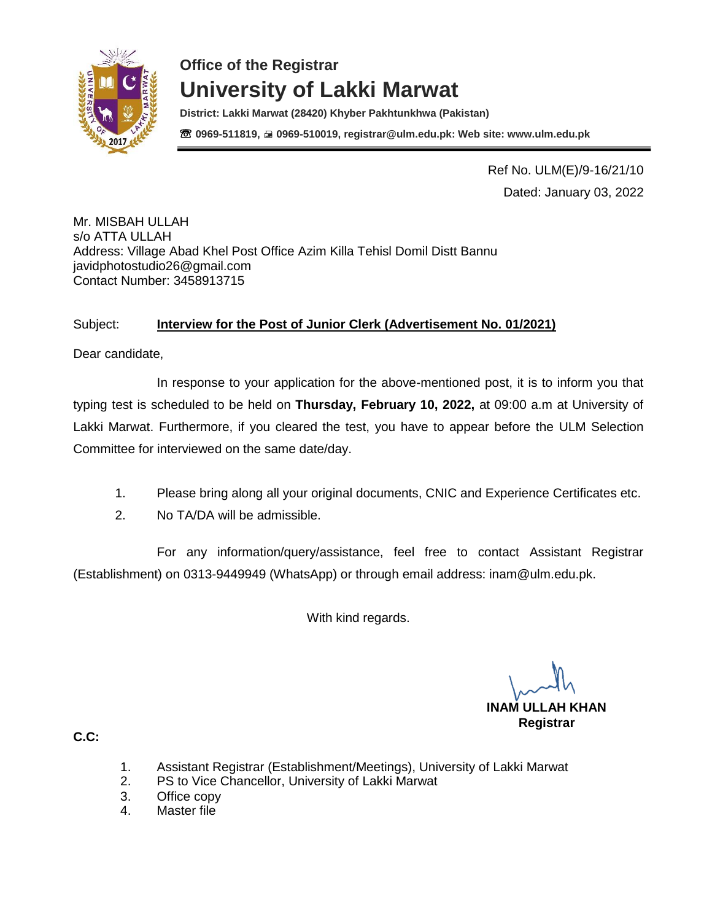### Office of the Registrar

# University of Lakki Marwat

**District: Lakki Marwat (28420) Khyber Pakhtunkhwa (Pakistan)**

**☎ 0969-511819, 🖷 0969-510019, registrar@ulm.edu.pk: Web site: www.ulm.edu.pk**

Ref No. ULM(E)/9-16/21/10

Dated: January 03, 2022

Mr. MISBAH ULLAH
s/o ATTA ULLAH
Address: Village Abad Khel Post Office Azim Killa Tehisl Domil Distt Bannu
javidphotostudio26@gmail.com
Contact Number: 3458913715

Subject: **Interview for the Post of Junior Clerk (Advertisement No. 01/2021)**

Dear candidate,

In response to your application for the above-mentioned post, it is to inform you that typing test is scheduled to be held on **Thursday, February 10, 2022,** at 09:00 a.m at University of Lakki Marwat. Furthermore, if you cleared the test, you have to appear before the ULM Selection Committee for interviewed on the same date/day.

1. Please bring along all your original documents, CNIC and Experience Certificates etc.
2. No TA/DA will be admissible.

For any information/query/assistance, feel free to contact Assistant Registrar (Establishment) on 0313-9449949 (WhatsApp) or through email address: inam@ulm.edu.pk.

With kind regards.

**INAM ULLAH KHAN**
**Registrar**

**C.C:**

1. Assistant Registrar (Establishment/Meetings), University of Lakki Marwat
2. PS to Vice Chancellor, University of Lakki Marwat
3. Office copy
4. Master file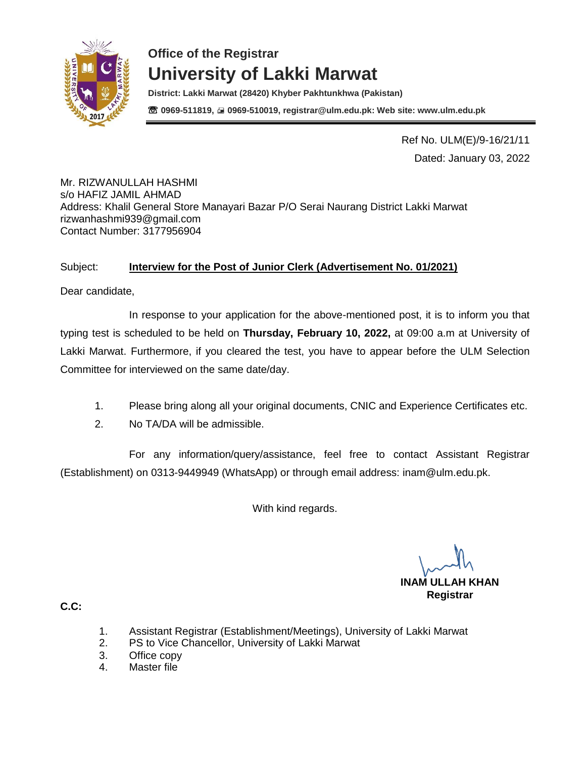**Office of the Registrar**

# University of Lakki Marwat

**District: Lakki Marwat (28420) Khyber Pakhtunkhwa (Pakistan)**

**☎ 0969-511819, 🖷 0969-510019, registrar@ulm.edu.pk: Web site: www.ulm.edu.pk**

---

Ref No. ULM(E)/9-16/21/11

Dated: January 03, 2022

Mr. RIZWANULLAH HASHMI
s/o HAFIZ JAMIL AHMAD
Address: Khalil General Store Manayari Bazar P/O Serai Naurang District Lakki Marwat
rizwanhashmi939@gmail.com
Contact Number: 3177956904

Subject: **Interview for the Post of Junior Clerk (Advertisement No. 01/2021)**

Dear candidate,

In response to your application for the above-mentioned post, it is to inform you that typing test is scheduled to be held on **Thursday, February 10, 2022,** at 09:00 a.m at University of Lakki Marwat. Furthermore, if you cleared the test, you have to appear before the ULM Selection Committee for interviewed on the same date/day.

1. Please bring along all your original documents, CNIC and Experience Certificates etc.
2. No TA/DA will be admissible.

For any information/query/assistance, feel free to contact Assistant Registrar (Establishment) on 0313-9449949 (WhatsApp) or through email address: inam@ulm.edu.pk.

With kind regards.

**INAM ULLAH KHAN**
**Registrar**

**C.C:**

1. Assistant Registrar (Establishment/Meetings), University of Lakki Marwat
2. PS to Vice Chancellor, University of Lakki Marwat
3. Office copy
4. Master file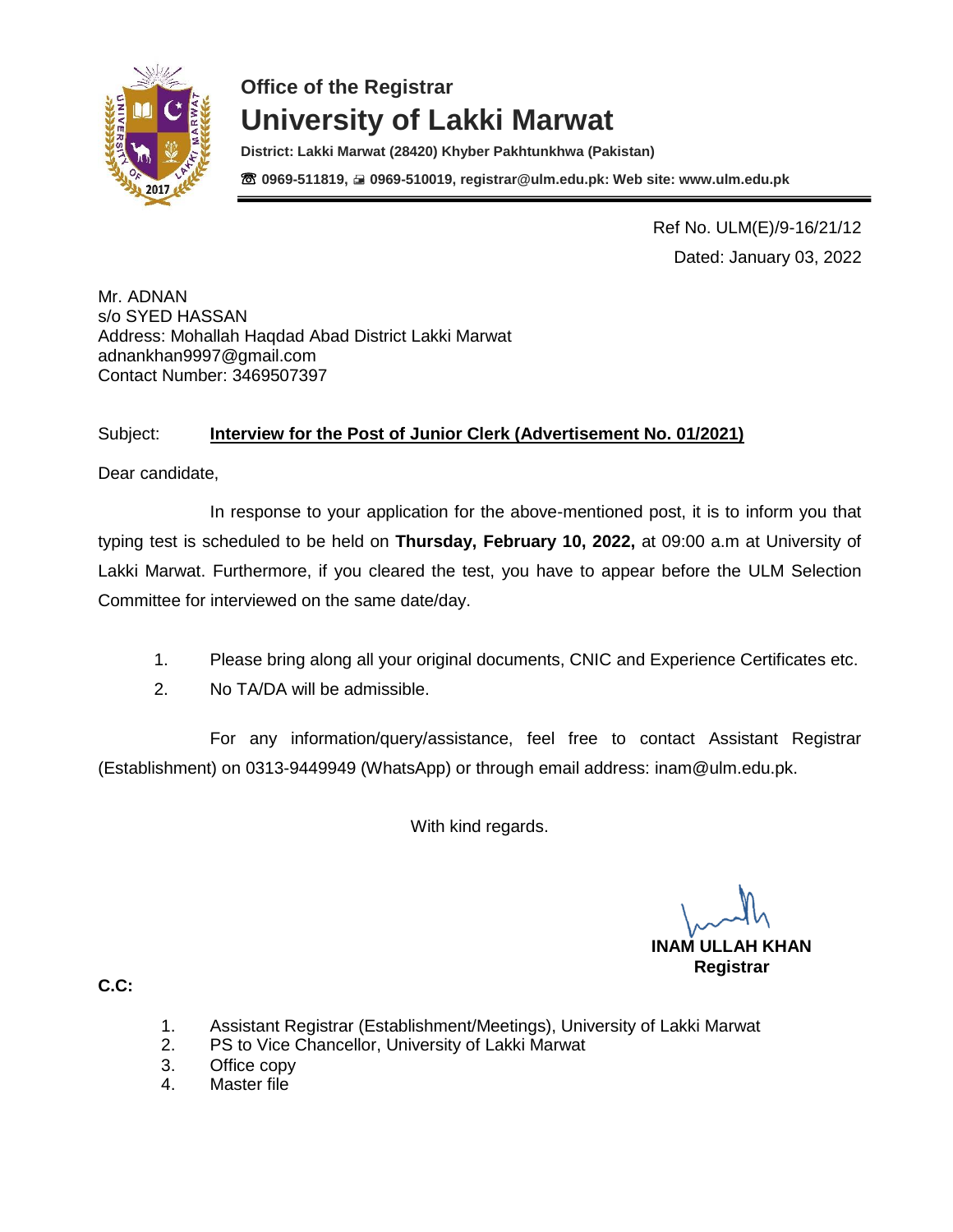**Office of the Registrar**

# University of Lakki Marwat

**District: Lakki Marwat (28420) Khyber Pakhtunkhwa (Pakistan)**

**☎ 0969-511819, 🖷 0969-510019, registrar@ulm.edu.pk: Web site: www.ulm.edu.pk**

Ref No. ULM(E)/9-16/21/12
Dated: January 03, 2022

Mr. ADNAN
s/o SYED HASSAN
Address: Mohallah Haqdad Abad District Lakki Marwat
adnankhan9997@gmail.com
Contact Number: 3469507397

Subject: **Interview for the Post of Junior Clerk (Advertisement No. 01/2021)**

Dear candidate,

In response to your application for the above-mentioned post, it is to inform you that typing test is scheduled to be held on **Thursday, February 10, 2022,** at 09:00 a.m at University of Lakki Marwat. Furthermore, if you cleared the test, you have to appear before the ULM Selection Committee for interviewed on the same date/day.

1. Please bring along all your original documents, CNIC and Experience Certificates etc.
2. No TA/DA will be admissible.

For any information/query/assistance, feel free to contact Assistant Registrar (Establishment) on 0313-9449949 (WhatsApp) or through email address: inam@ulm.edu.pk.

With kind regards.

**INAM ULLAH KHAN**
**Registrar**

**C.C:**

1. Assistant Registrar (Establishment/Meetings), University of Lakki Marwat
2. PS to Vice Chancellor, University of Lakki Marwat
3. Office copy
4. Master file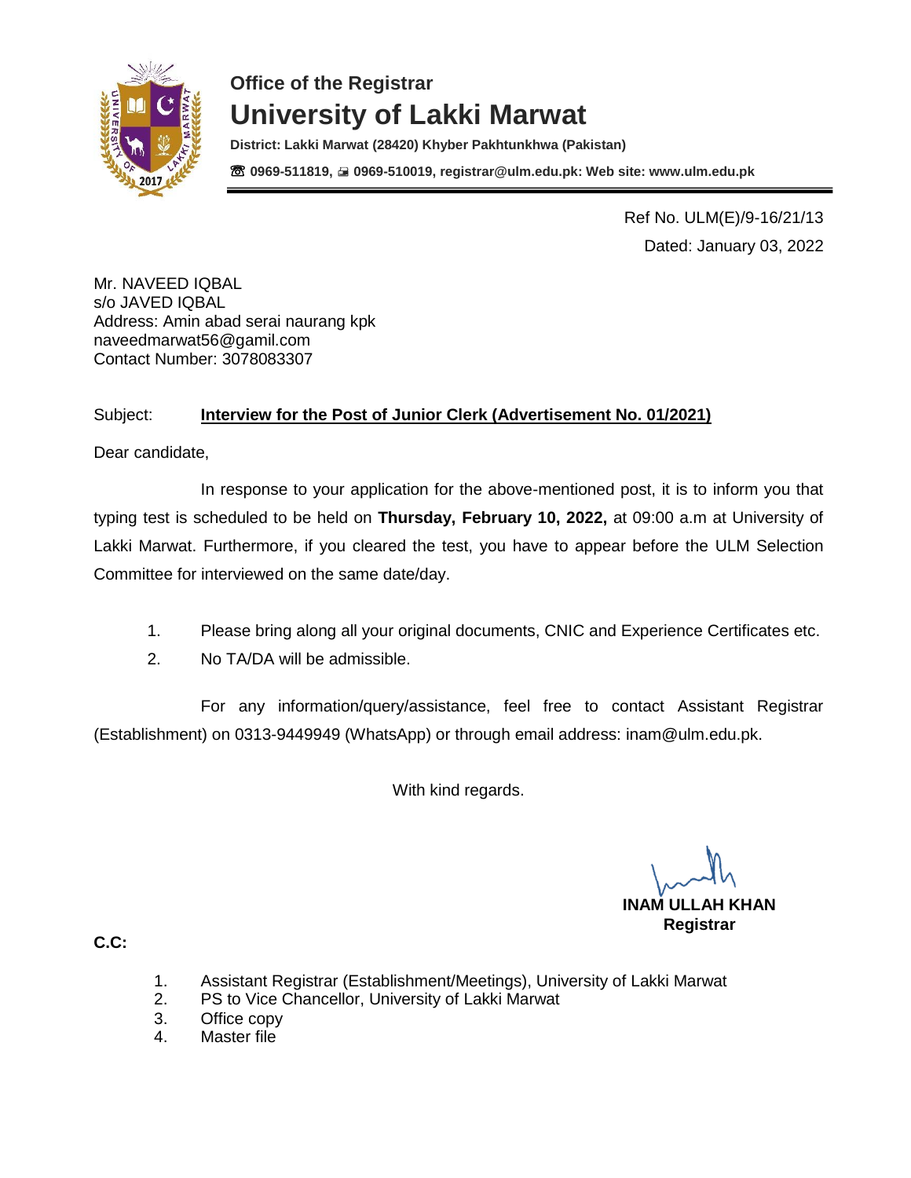**Office of the Registrar**

# University of Lakki Marwat

**District: Lakki Marwat (28420) Khyber Pakhtunkhwa (Pakistan)**

**☎ 0969-511819, 🖷 0969-510019, registrar@ulm.edu.pk: Web site: www.ulm.edu.pk**

---

Ref No. ULM(E)/9-16/21/13

Dated: January 03, 2022

Mr. NAVEED IQBAL
s/o JAVED IQBAL
Address: Amin abad serai naurang kpk
naveedmarwat56@gamil.com
Contact Number: 3078083307

Subject: **Interview for the Post of Junior Clerk (Advertisement No. 01/2021)**

Dear candidate,

In response to your application for the above-mentioned post, it is to inform you that typing test is scheduled to be held on **Thursday, February 10, 2022,** at 09:00 a.m at University of Lakki Marwat. Furthermore, if you cleared the test, you have to appear before the ULM Selection Committee for interviewed on the same date/day.

1. Please bring along all your original documents, CNIC and Experience Certificates etc.
2. No TA/DA will be admissible.

For any information/query/assistance, feel free to contact Assistant Registrar (Establishment) on 0313-9449949 (WhatsApp) or through email address: inam@ulm.edu.pk.

With kind regards.

**INAM ULLAH KHAN**
**Registrar**

**C.C:**

1. Assistant Registrar (Establishment/Meetings), University of Lakki Marwat
2. PS to Vice Chancellor, University of Lakki Marwat
3. Office copy
4. Master file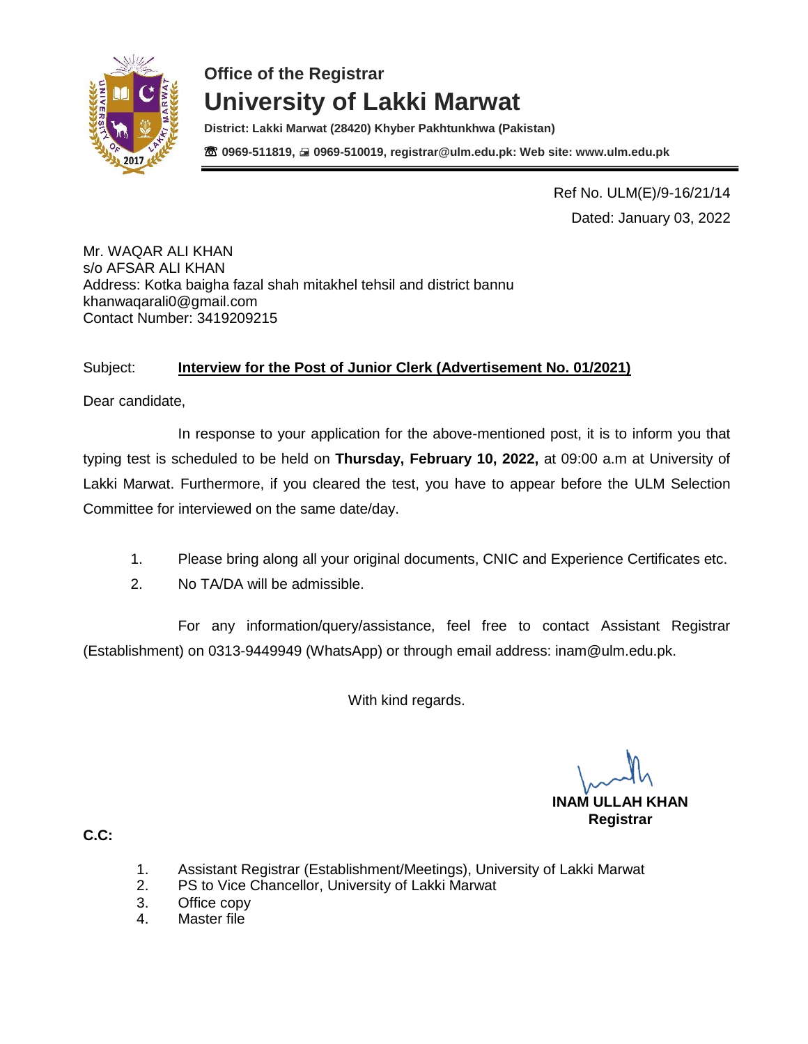**Office of the Registrar**

# University of Lakki Marwat

**District: Lakki Marwat (28420) Khyber Pakhtunkhwa (Pakistan)**

**☎ 0969-511819, 🖷 0969-510019, registrar@ulm.edu.pk: Web site: www.ulm.edu.pk**

---

Ref No. ULM(E)/9-16/21/14

Dated: January 03, 2022

Mr. WAQAR ALI KHAN
s/o AFSAR ALI KHAN
Address: Kotka baigha fazal shah mitakhel tehsil and district bannu
khanwaqarali0@gmail.com
Contact Number: 3419209215

Subject: **Interview for the Post of Junior Clerk (Advertisement No. 01/2021)**

Dear candidate,

In response to your application for the above-mentioned post, it is to inform you that typing test is scheduled to be held on **Thursday, February 10, 2022,** at 09:00 a.m at University of Lakki Marwat. Furthermore, if you cleared the test, you have to appear before the ULM Selection Committee for interviewed on the same date/day.

1. Please bring along all your original documents, CNIC and Experience Certificates etc.
2. No TA/DA will be admissible.

For any information/query/assistance, feel free to contact Assistant Registrar (Establishment) on 0313-9449949 (WhatsApp) or through email address: inam@ulm.edu.pk.

With kind regards.

**INAM ULLAH KHAN**
**Registrar**

**C.C:**

1. Assistant Registrar (Establishment/Meetings), University of Lakki Marwat
2. PS to Vice Chancellor, University of Lakki Marwat
3. Office copy
4. Master file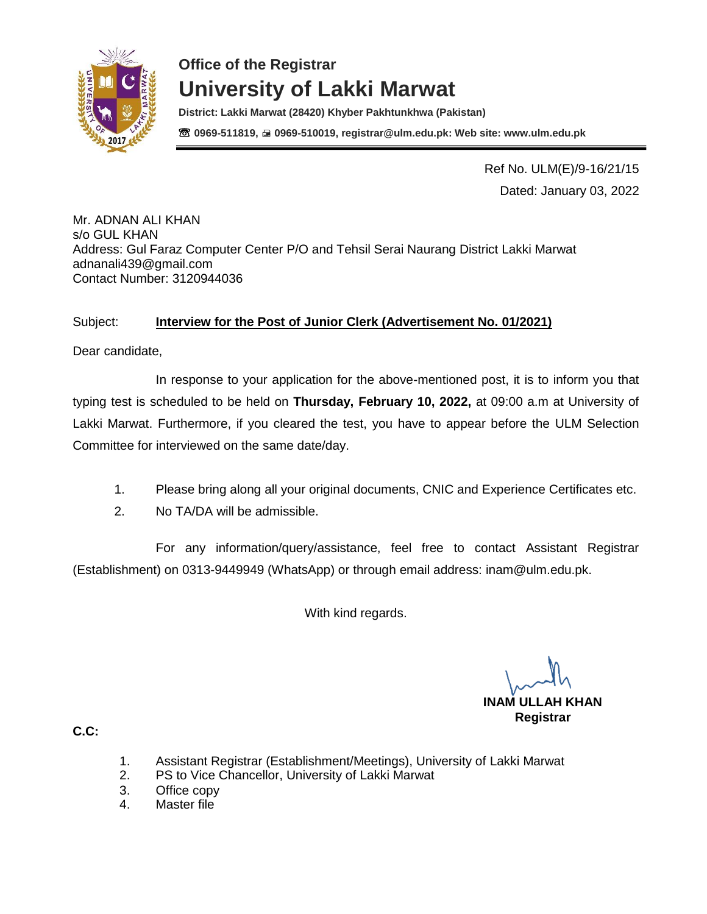## Office of the Registrar

# University of Lakki Marwat

**District: Lakki Marwat (28420) Khyber Pakhtunkhwa (Pakistan)**

**☎ 0969-511819, 🖷 0969-510019, registrar@ulm.edu.pk: Web site: www.ulm.edu.pk**

Ref No. ULM(E)/9-16/21/15

Dated: January 03, 2022

Mr. ADNAN ALI KHAN
s/o GUL KHAN
Address: Gul Faraz Computer Center P/O and Tehsil Serai Naurang District Lakki Marwat
adnanali439@gmail.com
Contact Number: 3120944036

Subject: **Interview for the Post of Junior Clerk (Advertisement No. 01/2021)**

Dear candidate,

In response to your application for the above-mentioned post, it is to inform you that typing test is scheduled to be held on **Thursday, February 10, 2022,** at 09:00 a.m at University of Lakki Marwat. Furthermore, if you cleared the test, you have to appear before the ULM Selection Committee for interviewed on the same date/day.

1. Please bring along all your original documents, CNIC and Experience Certificates etc.
2. No TA/DA will be admissible.

For any information/query/assistance, feel free to contact Assistant Registrar (Establishment) on 0313-9449949 (WhatsApp) or through email address: inam@ulm.edu.pk.

With kind regards.

**INAM ULLAH KHAN**
**Registrar**

**C.C:**

1. Assistant Registrar (Establishment/Meetings), University of Lakki Marwat
2. PS to Vice Chancellor, University of Lakki Marwat
3. Office copy
4. Master file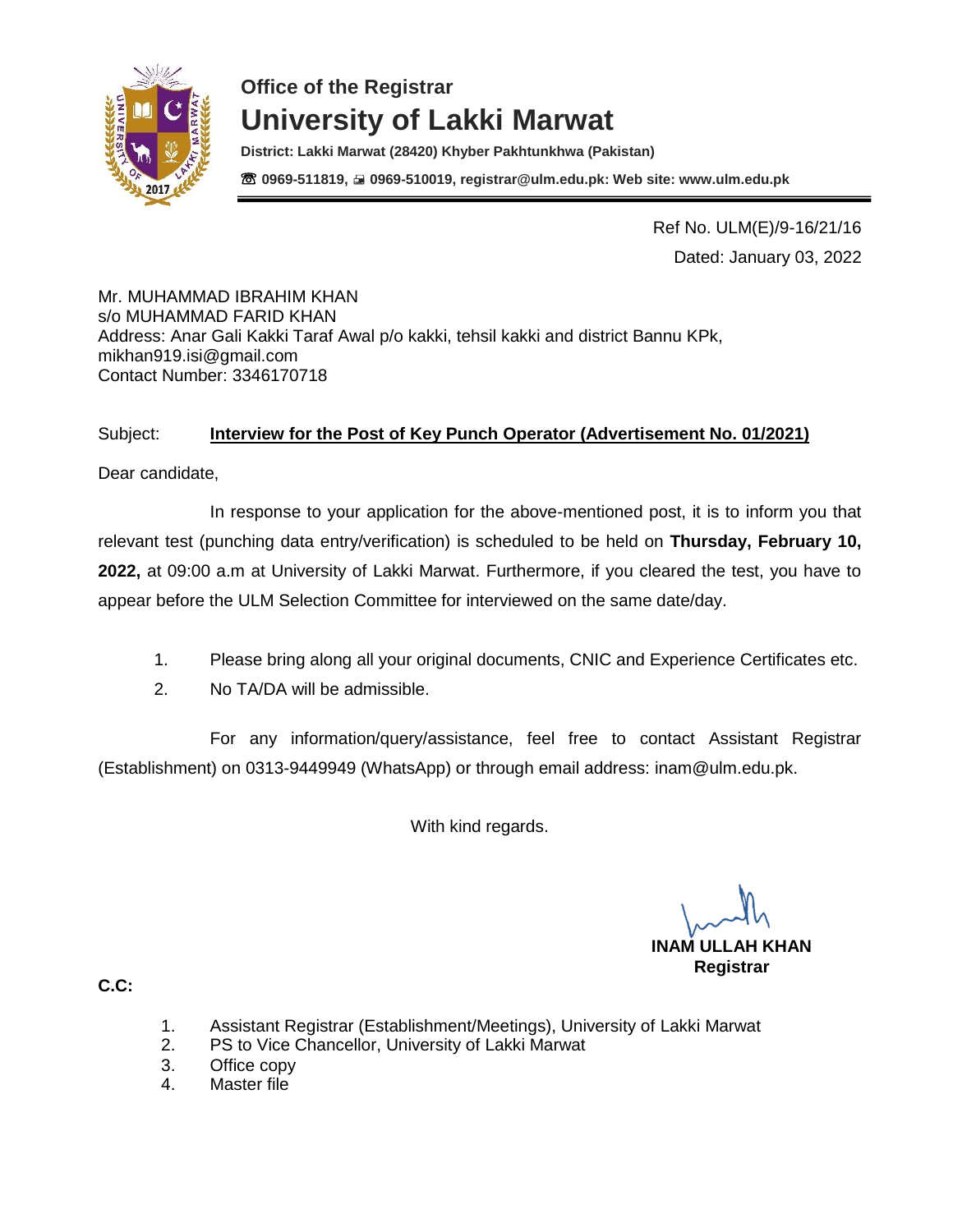**Office of the Registrar**

# University of Lakki Marwat

**District: Lakki Marwat (28420) Khyber Pakhtunkhwa (Pakistan)**

**☎ 0969-511819, 🖷 0969-510019, registrar@ulm.edu.pk: Web site: www.ulm.edu.pk**

---

Ref No. ULM(E)/9-16/21/16

Dated: January 03, 2022

Mr. MUHAMMAD IBRAHIM KHAN
s/o MUHAMMAD FARID KHAN
Address: Anar Gali Kakki Taraf Awal p/o kakki, tehsil kakki and district Bannu KPk,
mikhan919.isi@gmail.com
Contact Number: 3346170718

Subject: **Interview for the Post of Key Punch Operator (Advertisement No. 01/2021)**

Dear candidate,

In response to your application for the above-mentioned post, it is to inform you that relevant test (punching data entry/verification) is scheduled to be held on **Thursday, February 10, 2022,** at 09:00 a.m at University of Lakki Marwat. Furthermore, if you cleared the test, you have to appear before the ULM Selection Committee for interviewed on the same date/day.

1. Please bring along all your original documents, CNIC and Experience Certificates etc.
2. No TA/DA will be admissible.

For any information/query/assistance, feel free to contact Assistant Registrar (Establishment) on 0313-9449949 (WhatsApp) or through email address: inam@ulm.edu.pk.

With kind regards.

**INAM ULLAH KHAN**
**Registrar**

**C.C:**

1. Assistant Registrar (Establishment/Meetings), University of Lakki Marwat
2. PS to Vice Chancellor, University of Lakki Marwat
3. Office copy
4. Master file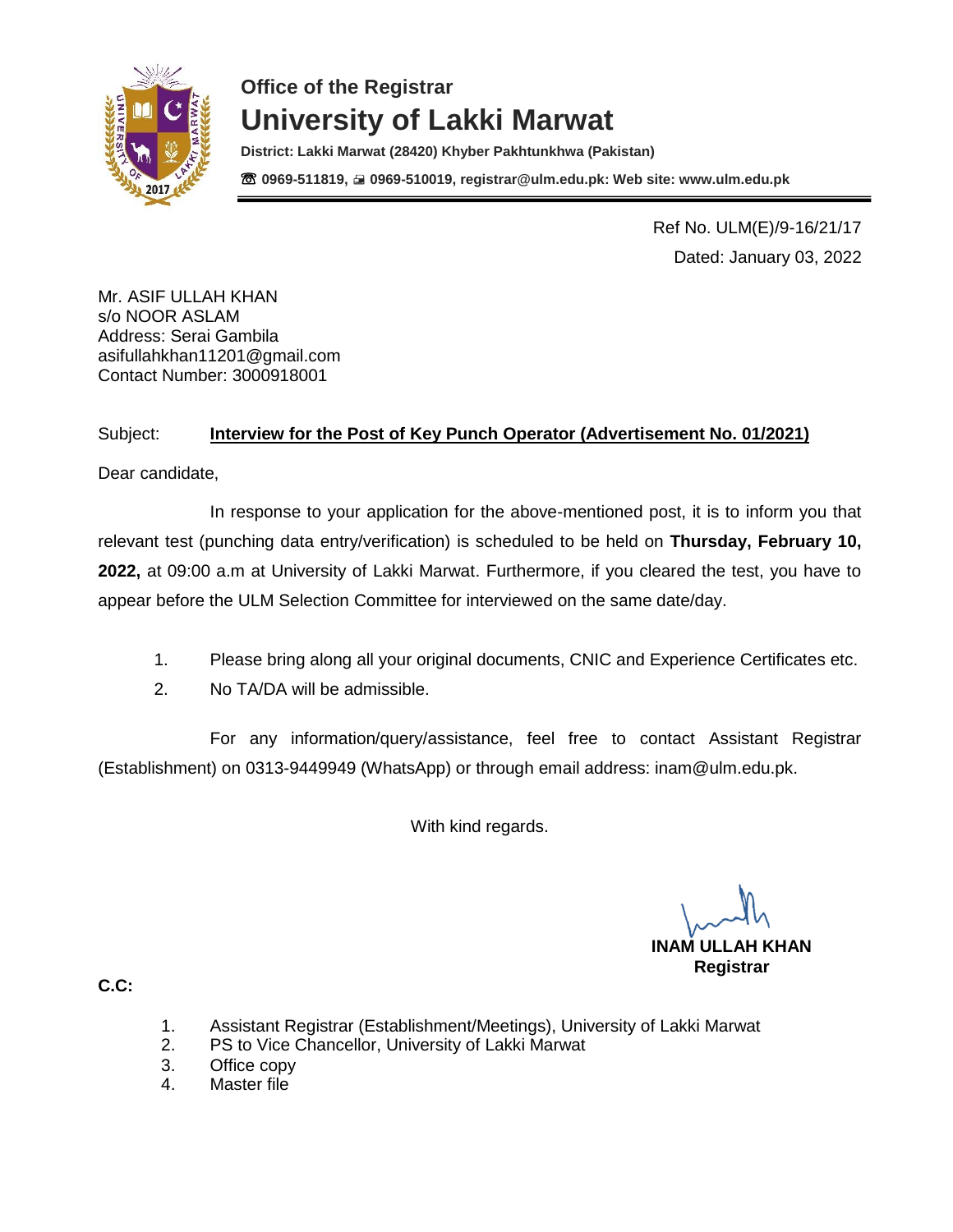**Office of the Registrar**

# University of Lakki Marwat

**District: Lakki Marwat (28420) Khyber Pakhtunkhwa (Pakistan)**

**☏ 0969-511819, 🖷 0969-510019, registrar@ulm.edu.pk: Web site: www.ulm.edu.pk**

---

Ref No. ULM(E)/9-16/21/17

Dated: January 03, 2022

Mr. ASIF ULLAH KHAN
s/o NOOR ASLAM
Address: Serai Gambila
asifullahkhan11201@gmail.com
Contact Number: 3000918001

Subject: **Interview for the Post of Key Punch Operator (Advertisement No. 01/2021)**

Dear candidate,

In response to your application for the above-mentioned post, it is to inform you that relevant test (punching data entry/verification) is scheduled to be held on **Thursday, February 10, 2022,** at 09:00 a.m at University of Lakki Marwat. Furthermore, if you cleared the test, you have to appear before the ULM Selection Committee for interviewed on the same date/day.

1. Please bring along all your original documents, CNIC and Experience Certificates etc.
2. No TA/DA will be admissible.

For any information/query/assistance, feel free to contact Assistant Registrar (Establishment) on 0313-9449949 (WhatsApp) or through email address: inam@ulm.edu.pk.

With kind regards.

**INAM ULLAH KHAN**
**Registrar**

**C.C:**

1. Assistant Registrar (Establishment/Meetings), University of Lakki Marwat
2. PS to Vice Chancellor, University of Lakki Marwat
3. Office copy
4. Master file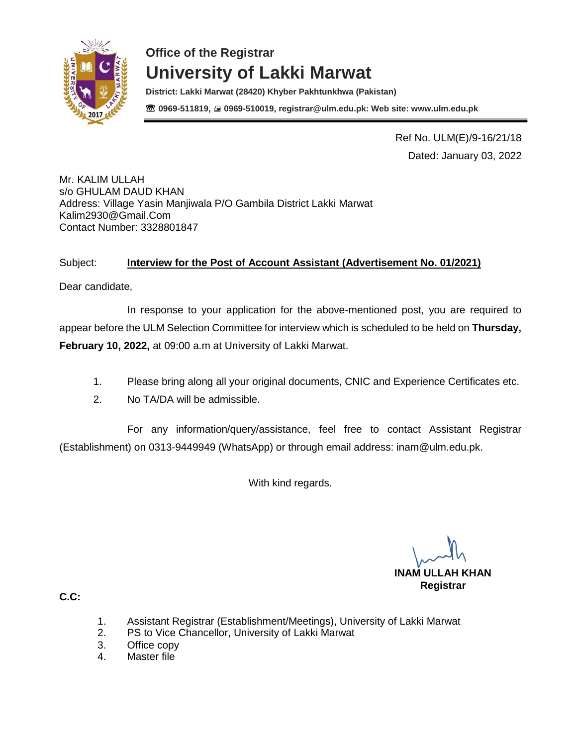## Office of the Registrar

# University of Lakki Marwat

**District: Lakki Marwat (28420) Khyber Pakhtunkhwa (Pakistan)**

**☎ 0969-511819, 🖷 0969-510019, registrar@ulm.edu.pk: Web site: www.ulm.edu.pk**

Ref No. ULM(E)/9-16/21/18

Dated: January 03, 2022

Mr. KALIM ULLAH
s/o GHULAM DAUD KHAN
Address: Village Yasin Manjiwala P/O Gambila District Lakki Marwat
Kalim2930@Gmail.Com
Contact Number: 3328801847

Subject: **Interview for the Post of Account Assistant (Advertisement No. 01/2021)**

Dear candidate,

In response to your application for the above-mentioned post, you are required to appear before the ULM Selection Committee for interview which is scheduled to be held on **Thursday, February 10, 2022,** at 09:00 a.m at University of Lakki Marwat.

1. Please bring along all your original documents, CNIC and Experience Certificates etc.
2. No TA/DA will be admissible.

For any information/query/assistance, feel free to contact Assistant Registrar (Establishment) on 0313-9449949 (WhatsApp) or through email address: inam@ulm.edu.pk.

With kind regards.

**INAM ULLAH KHAN**
**Registrar**

**C.C:**

1. Assistant Registrar (Establishment/Meetings), University of Lakki Marwat
2. PS to Vice Chancellor, University of Lakki Marwat
3. Office copy
4. Master file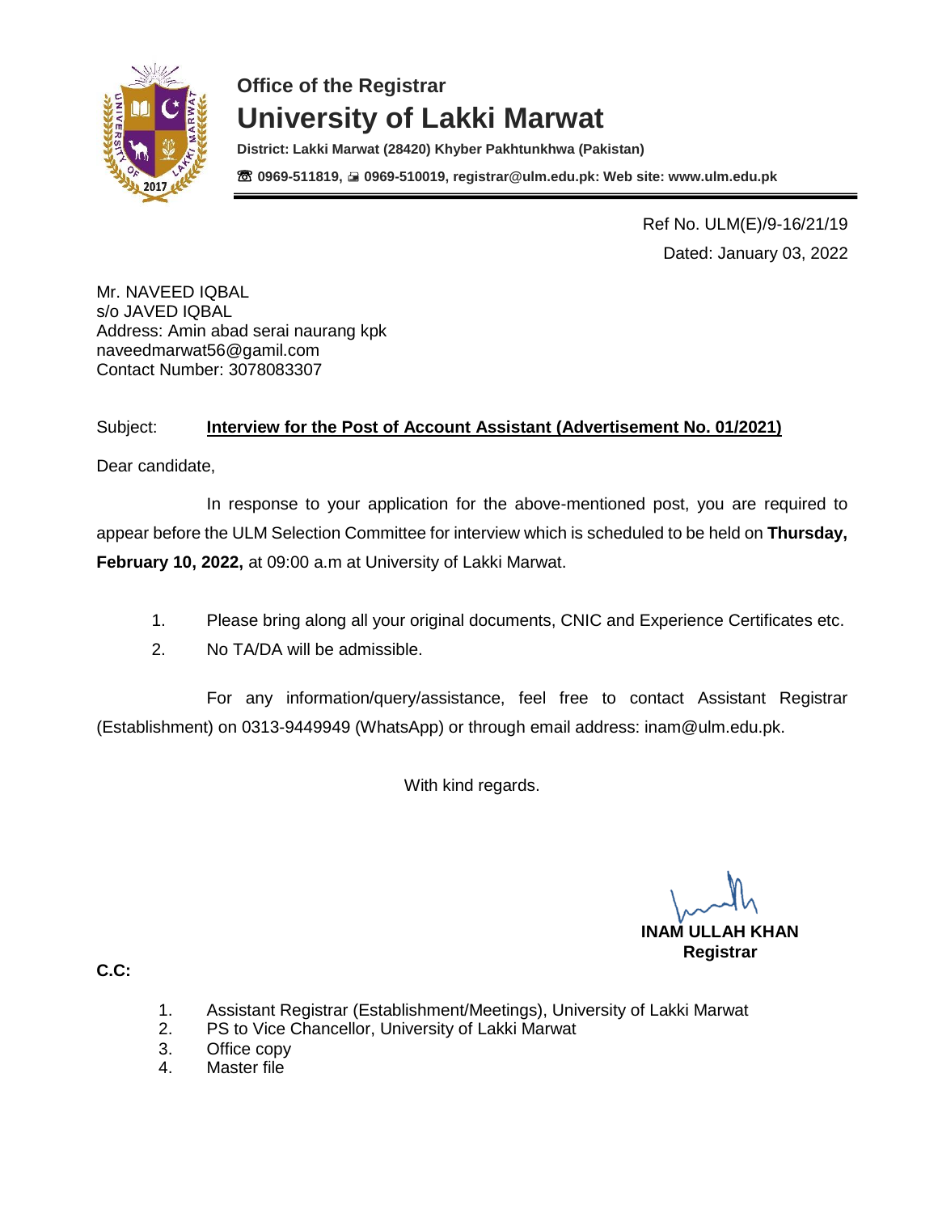## Office of the Registrar

# University of Lakki Marwat

**District: Lakki Marwat (28420) Khyber Pakhtunkhwa (Pakistan)**

**☏ 0969-511819, 🖷 0969-510019, registrar@ulm.edu.pk: Web site: www.ulm.edu.pk**

Ref No. ULM(E)/9-16/21/19

Dated: January 03, 2022

Mr. NAVEED IQBAL
s/o JAVED IQBAL
Address: Amin abad serai naurang kpk
naveedmarwat56@gamil.com
Contact Number: 3078083307

Subject: **Interview for the Post of Account Assistant (Advertisement No. 01/2021)**

Dear candidate,

In response to your application for the above-mentioned post, you are required to appear before the ULM Selection Committee for interview which is scheduled to be held on **Thursday, February 10, 2022,** at 09:00 a.m at University of Lakki Marwat.

1. Please bring along all your original documents, CNIC and Experience Certificates etc.
2. No TA/DA will be admissible.

For any information/query/assistance, feel free to contact Assistant Registrar (Establishment) on 0313-9449949 (WhatsApp) or through email address: inam@ulm.edu.pk.

With kind regards.

**INAM ULLAH KHAN**
**Registrar**

**C.C:**

1. Assistant Registrar (Establishment/Meetings), University of Lakki Marwat
2. PS to Vice Chancellor, University of Lakki Marwat
3. Office copy
4. Master file